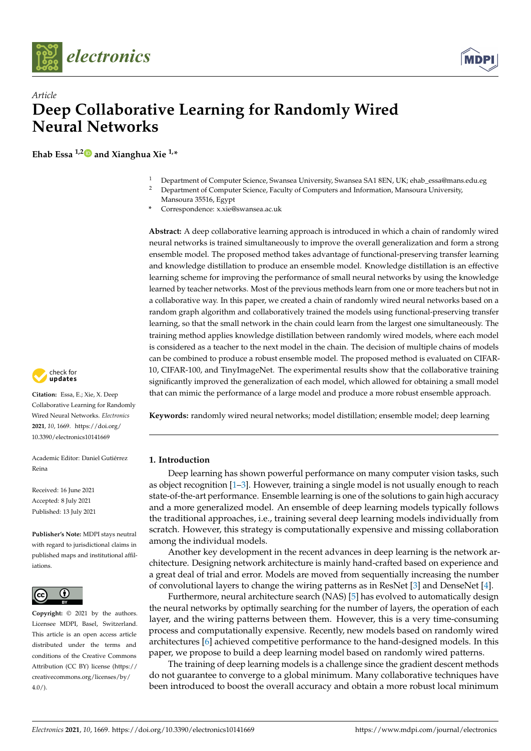*Article*

# Deep Collaborative Learning for Randomly Wired Neural Networks

**Ehab Essa [1,2] and Xianghua Xie [1,*]**

[1] Department of Computer Science, Swansea University, Swansea SA1 8EN, UK; ehab_essa@mans.edu.eg
[2] Department of Computer Science, Faculty of Computers and Information, Mansoura University, Mansoura 35516, Egypt
\* Correspondence: x.xie@swansea.ac.uk

**Abstract:** A deep collaborative learning approach is introduced in which a chain of randomly wired neural networks is trained simultaneously to improve the overall generalization and form a strong ensemble model. The proposed method takes advantage of functional-preserving transfer learning and knowledge distillation to produce an ensemble model. Knowledge distillation is an effective learning scheme for improving the performance of small neural networks by using the knowledge learned by teacher networks. Most of the previous methods learn from one or more teachers but not in a collaborative way. In this paper, we created a chain of randomly wired neural networks based on a random graph algorithm and collaboratively trained the models using functional-preserving transfer learning, so that the small network in the chain could learn from the largest one simultaneously. The training method applies knowledge distillation between randomly wired models, where each model is considered as a teacher to the next model in the chain. The decision of multiple chains of models can be combined to produce a robust ensemble model. The proposed method is evaluated on CIFAR-10, CIFAR-100, and TinyImageNet. The experimental results show that the collaborative training significantly improved the generalization of each model, which allowed for obtaining a small model that can mimic the performance of a large model and produce a more robust ensemble approach.

**Keywords:** randomly wired neural networks; model distillation; ensemble model; deep learning

**Citation:** Essa, E.; Xie, X. Deep Collaborative Learning for Randomly Wired Neural Networks. *Electronics* **2021**, *10*, 1669. https://doi.org/10.3390/electronics10141669

Academic Editor: Daniel Gutiérrez Reina

Received: 16 June 2021
Accepted: 8 July 2021
Published: 13 July 2021

**Publisher's Note:** MDPI stays neutral with regard to jurisdictional claims in published maps and institutional affiliations.

**Copyright:** © 2021 by the authors. Licensee MDPI, Basel, Switzerland. This article is an open access article distributed under the terms and conditions of the Creative Commons Attribution (CC BY) license (https://creativecommons.org/licenses/by/4.0/).

## 1. Introduction

Deep learning has shown powerful performance on many computer vision tasks, such as object recognition [1–3]. However, training a single model is not usually enough to reach state-of-the-art performance. Ensemble learning is one of the solutions to gain high accuracy and a more generalized model. An ensemble of deep learning models typically follows the traditional approaches, i.e., training several deep learning models individually from scratch. However, this strategy is computationally expensive and missing collaboration among the individual models.

Another key development in the recent advances in deep learning is the network architecture. Designing network architecture is mainly hand-crafted based on experience and a great deal of trial and error. Models are moved from sequentially increasing the number of convolutional layers to change the wiring patterns as in ResNet [3] and DenseNet [4].

Furthermore, neural architecture search (NAS) [5] has evolved to automatically design the neural networks by optimally searching for the number of layers, the operation of each layer, and the wiring patterns between them. However, this is a very time-consuming process and computationally expensive. Recently, new models based on randomly wired architectures [6] achieved competitive performance to the hand-designed models. In this paper, we propose to build a deep learning model based on randomly wired patterns.

The training of deep learning models is a challenge since the gradient descent methods do not guarantee to converge to a global minimum. Many collaborative techniques have been introduced to boost the overall accuracy and obtain a more robust local minimum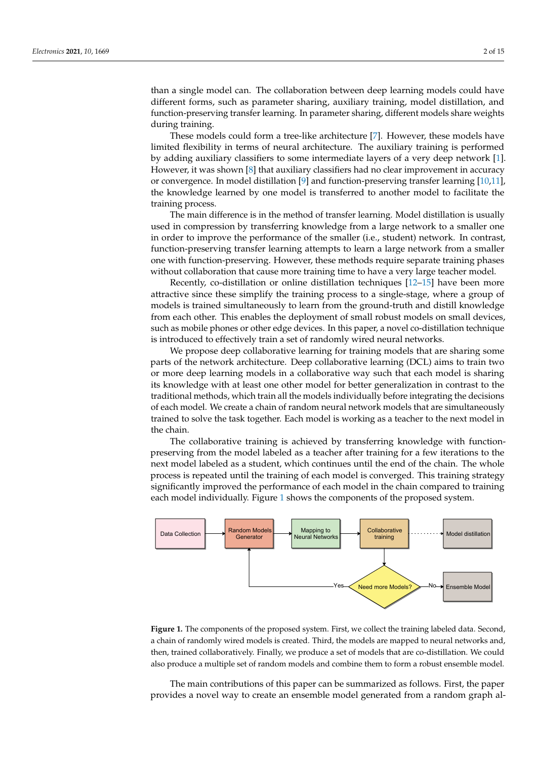than a single model can. The collaboration between deep learning models could have different forms, such as parameter sharing, auxiliary training, model distillation, and function-preserving transfer learning. In parameter sharing, different models share weights during training.

These models could form a tree-like architecture [7]. However, these models have limited flexibility in terms of neural architecture. The auxiliary training is performed by adding auxiliary classifiers to some intermediate layers of a very deep network [1]. However, it was shown [8] that auxiliary classifiers had no clear improvement in accuracy or convergence. In model distillation [9] and function-preserving transfer learning [10,11], the knowledge learned by one model is transferred to another model to facilitate the training process.

The main difference is in the method of transfer learning. Model distillation is usually used in compression by transferring knowledge from a large network to a smaller one in order to improve the performance of the smaller (i.e., student) network. In contrast, function-preserving transfer learning attempts to learn a large network from a smaller one with function-preserving. However, these methods require separate training phases without collaboration that cause more training time to have a very large teacher model.

Recently, co-distillation or online distillation techniques [12–15] have been more attractive since these simplify the training process to a single-stage, where a group of models is trained simultaneously to learn from the ground-truth and distill knowledge from each other. This enables the deployment of small robust models on small devices, such as mobile phones or other edge devices. In this paper, a novel co-distillation technique is introduced to effectively train a set of randomly wired neural networks.

We propose deep collaborative learning for training models that are sharing some parts of the network architecture. Deep collaborative learning (DCL) aims to train two or more deep learning models in a collaborative way such that each model is sharing its knowledge with at least one other model for better generalization in contrast to the traditional methods, which train all the models individually before integrating the decisions of each model. We create a chain of random neural network models that are simultaneously trained to solve the task together. Each model is working as a teacher to the next model in the chain.

The collaborative training is achieved by transferring knowledge with function-preserving from the model labeled as a teacher after training for a few iterations to the next model labeled as a student, which continues until the end of the chain. The whole process is repeated until the training of each model is converged. This training strategy significantly improved the performance of each model in the chain compared to training each model individually. Figure 1 shows the components of the proposed system.

```
Data Collection → Random Models Generator → Mapping to Neural Networks → Collaborative training ······> Model distillation
                        ↑                                                        ↓
                        └──────────────────── Yes ─── Need more Models? ─── No → Ensemble Model
```

**Figure 1.** The components of the proposed system. First, we collect the training labeled data. Second, a chain of randomly wired models is created. Third, the models are mapped to neural networks and, then, trained collaboratively. Finally, we produce a set of models that are co-distillation. We could also produce a multiple set of random models and combine them to form a robust ensemble model.

The main contributions of this paper can be summarized as follows. First, the paper provides a novel way to create an ensemble model generated from a random graph al-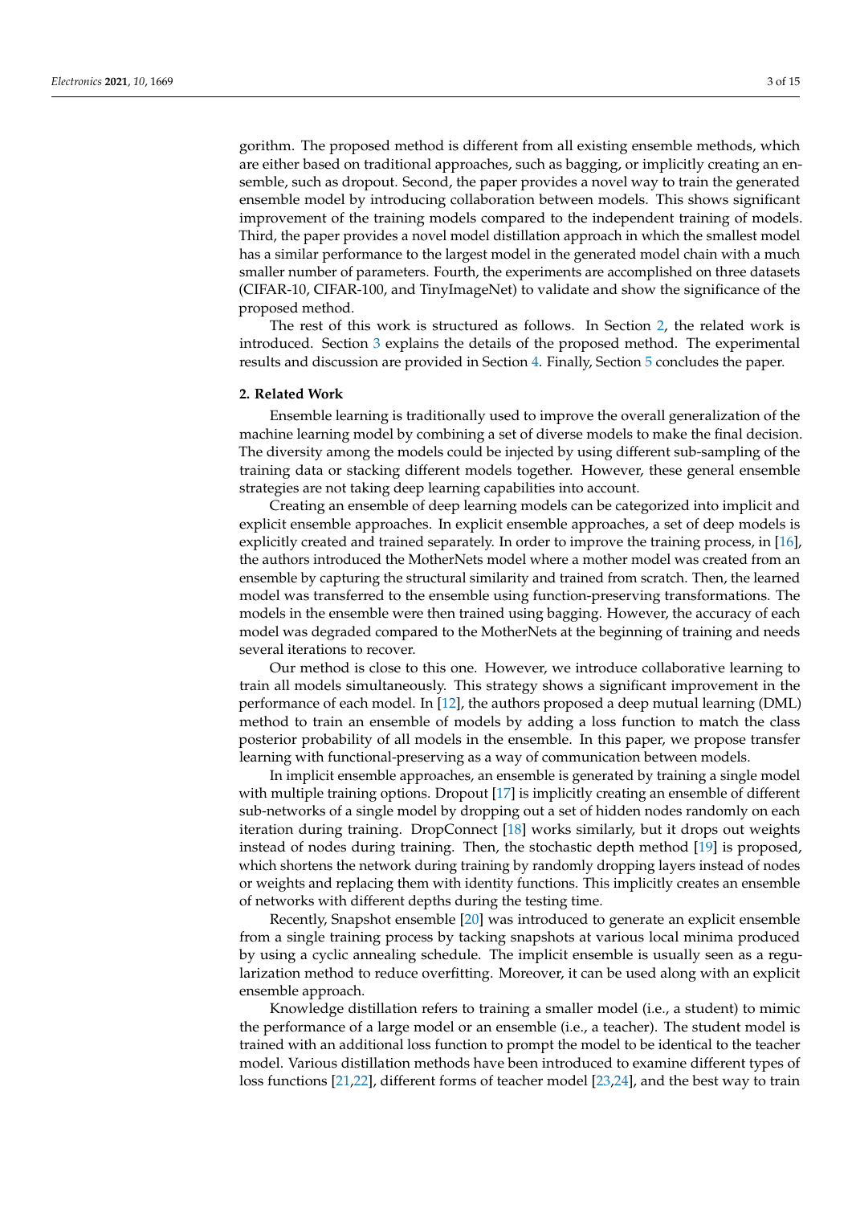gorithm. The proposed method is different from all existing ensemble methods, which are either based on traditional approaches, such as bagging, or implicitly creating an ensemble, such as dropout. Second, the paper provides a novel way to train the generated ensemble model by introducing collaboration between models. This shows significant improvement of the training models compared to the independent training of models. Third, the paper provides a novel model distillation approach in which the smallest model has a similar performance to the largest model in the generated model chain with a much smaller number of parameters. Fourth, the experiments are accomplished on three datasets (CIFAR-10, CIFAR-100, and TinyImageNet) to validate and show the significance of the proposed method.

The rest of this work is structured as follows. In Section 2, the related work is introduced. Section 3 explains the details of the proposed method. The experimental results and discussion are provided in Section 4. Finally, Section 5 concludes the paper.

## 2. Related Work

Ensemble learning is traditionally used to improve the overall generalization of the machine learning model by combining a set of diverse models to make the final decision. The diversity among the models could be injected by using different sub-sampling of the training data or stacking different models together. However, these general ensemble strategies are not taking deep learning capabilities into account.

Creating an ensemble of deep learning models can be categorized into implicit and explicit ensemble approaches. In explicit ensemble approaches, a set of deep models is explicitly created and trained separately. In order to improve the training process, in [16], the authors introduced the MotherNets model where a mother model was created from an ensemble by capturing the structural similarity and trained from scratch. Then, the learned model was transferred to the ensemble using function-preserving transformations. The models in the ensemble were then trained using bagging. However, the accuracy of each model was degraded compared to the MotherNets at the beginning of training and needs several iterations to recover.

Our method is close to this one. However, we introduce collaborative learning to train all models simultaneously. This strategy shows a significant improvement in the performance of each model. In [12], the authors proposed a deep mutual learning (DML) method to train an ensemble of models by adding a loss function to match the class posterior probability of all models in the ensemble. In this paper, we propose transfer learning with functional-preserving as a way of communication between models.

In implicit ensemble approaches, an ensemble is generated by training a single model with multiple training options. Dropout [17] is implicitly creating an ensemble of different sub-networks of a single model by dropping out a set of hidden nodes randomly on each iteration during training. DropConnect [18] works similarly, but it drops out weights instead of nodes during training. Then, the stochastic depth method [19] is proposed, which shortens the network during training by randomly dropping layers instead of nodes or weights and replacing them with identity functions. This implicitly creates an ensemble of networks with different depths during the testing time.

Recently, Snapshot ensemble [20] was introduced to generate an explicit ensemble from a single training process by tacking snapshots at various local minima produced by using a cyclic annealing schedule. The implicit ensemble is usually seen as a regularization method to reduce overfitting. Moreover, it can be used along with an explicit ensemble approach.

Knowledge distillation refers to training a smaller model (i.e., a student) to mimic the performance of a large model or an ensemble (i.e., a teacher). The student model is trained with an additional loss function to prompt the model to be identical to the teacher model. Various distillation methods have been introduced to examine different types of loss functions [21,22], different forms of teacher model [23,24], and the best way to train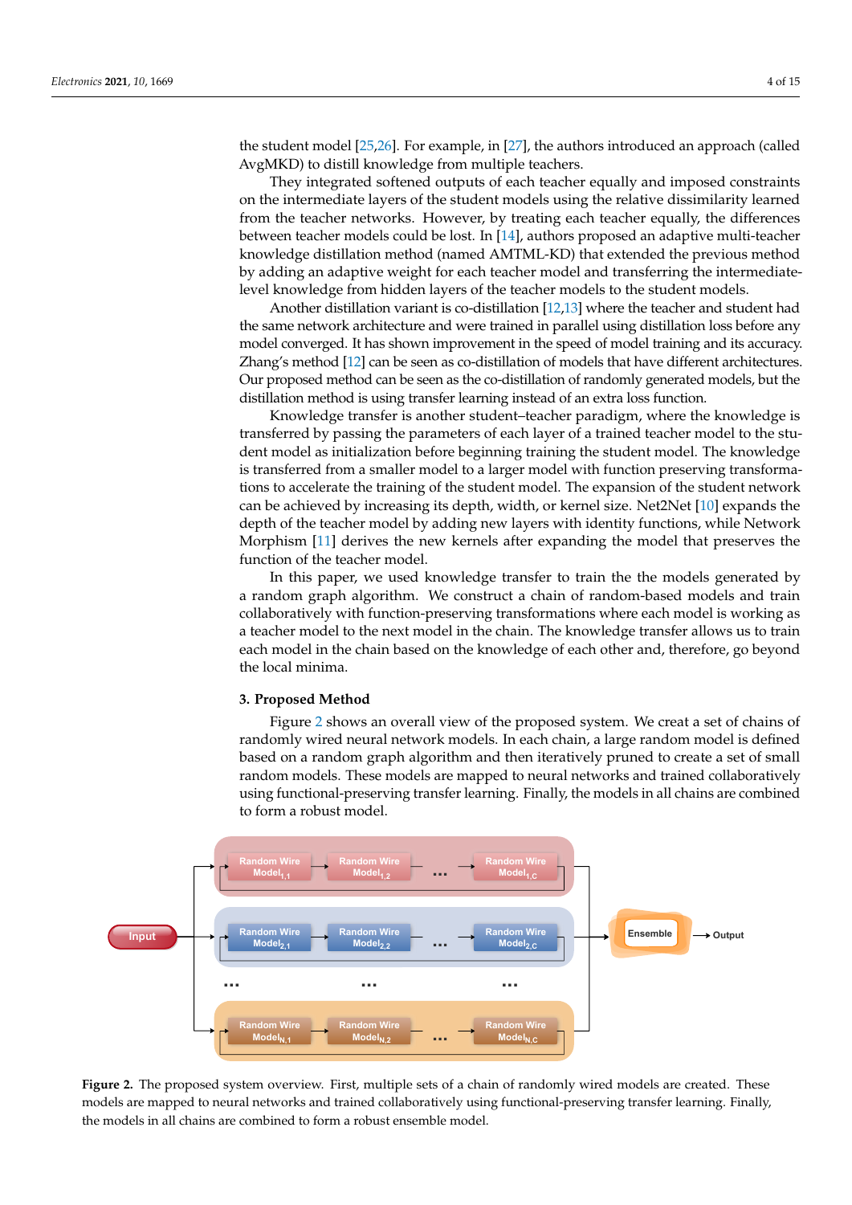the student model [25,26]. For example, in [27], the authors introduced an approach (called AvgMKD) to distill knowledge from multiple teachers.

They integrated softened outputs of each teacher equally and imposed constraints on the intermediate layers of the student models using the relative dissimilarity learned from the teacher networks. However, by treating each teacher equally, the differences between teacher models could be lost. In [14], authors proposed an adaptive multi-teacher knowledge distillation method (named AMTML-KD) that extended the previous method by adding an adaptive weight for each teacher model and transferring the intermediate-level knowledge from hidden layers of the teacher models to the student models.

Another distillation variant is co-distillation [12,13] where the teacher and student had the same network architecture and were trained in parallel using distillation loss before any model converged. It has shown improvement in the speed of model training and its accuracy. Zhang's method [12] can be seen as co-distillation of models that have different architectures. Our proposed method can be seen as the co-distillation of randomly generated models, but the distillation method is using transfer learning instead of an extra loss function.

Knowledge transfer is another student–teacher paradigm, where the knowledge is transferred by passing the parameters of each layer of a trained teacher model to the student model as initialization before beginning training the student model. The knowledge is transferred from a smaller model to a larger model with function preserving transformations to accelerate the training of the student model. The expansion of the student network can be achieved by increasing its depth, width, or kernel size. Net2Net [10] expands the depth of the teacher model by adding new layers with identity functions, while Network Morphism [11] derives the new kernels after expanding the model that preserves the function of the teacher model.

In this paper, we used knowledge transfer to train the the models generated by a random graph algorithm. We construct a chain of random-based models and train collaboratively with function-preserving transformations where each model is working as a teacher model to the next model in the chain. The knowledge transfer allows us to train each model in the chain based on the knowledge of each other and, therefore, go beyond the local minima.

## 3. Proposed Method

Figure 2 shows an overall view of the proposed system. We creat a set of chains of randomly wired neural network models. In each chain, a large random model is defined based on a random graph algorithm and then iteratively pruned to create a set of small random models. These models are mapped to neural networks and trained collaboratively using functional-preserving transfer learning. Finally, the models in all chains are combined to form a robust model.

**Figure 2.** The proposed system overview. First, multiple sets of a chain of randomly wired models are created. These models are mapped to neural networks and trained collaboratively using functional-preserving transfer learning. Finally, the models in all chains are combined to form a robust ensemble model.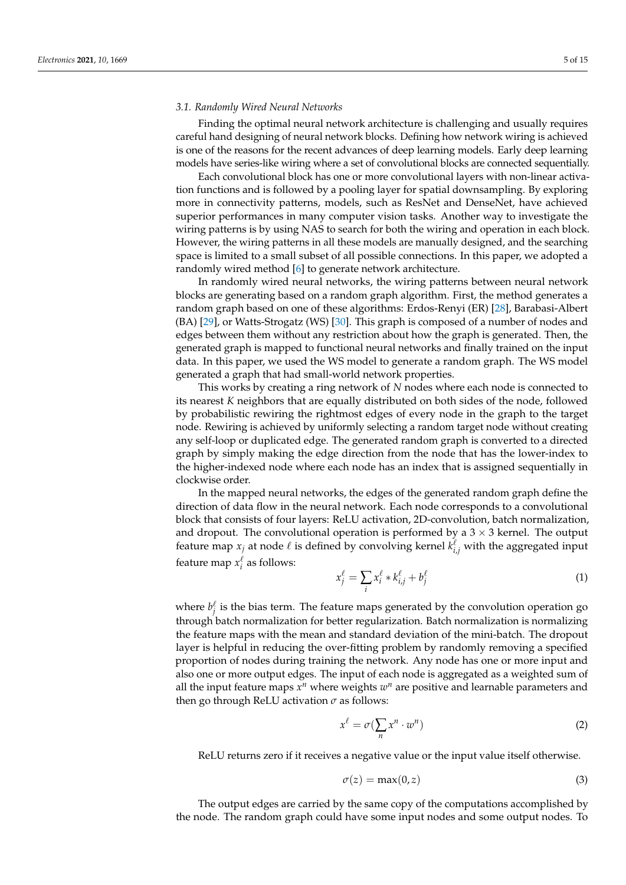### 3.1. Randomly Wired Neural Networks

Finding the optimal neural network architecture is challenging and usually requires careful hand designing of neural network blocks. Defining how network wiring is achieved is one of the reasons for the recent advances of deep learning models. Early deep learning models have series-like wiring where a set of convolutional blocks are connected sequentially.

Each convolutional block has one or more convolutional layers with non-linear activation functions and is followed by a pooling layer for spatial downsampling. By exploring more in connectivity patterns, models, such as ResNet and DenseNet, have achieved superior performances in many computer vision tasks. Another way to investigate the wiring patterns is by using NAS to search for both the wiring and operation in each block. However, the wiring patterns in all these models are manually designed, and the searching space is limited to a small subset of all possible connections. In this paper, we adopted a randomly wired method [6] to generate network architecture.

In randomly wired neural networks, the wiring patterns between neural network blocks are generating based on a random graph algorithm. First, the method generates a random graph based on one of these algorithms: Erdos-Renyi (ER) [28], Barabasi-Albert (BA) [29], or Watts-Strogatz (WS) [30]. This graph is composed of a number of nodes and edges between them without any restriction about how the graph is generated. Then, the generated graph is mapped to functional neural networks and finally trained on the input data. In this paper, we used the WS model to generate a random graph. The WS model generated a graph that had small-world network properties.

This works by creating a ring network of $N$ nodes where each node is connected to its nearest $K$ neighbors that are equally distributed on both sides of the node, followed by probabilistic rewiring the rightmost edges of every node in the graph to the target node. Rewiring is achieved by uniformly selecting a random target node without creating any self-loop or duplicated edge. The generated random graph is converted to a directed graph by simply making the edge direction from the node that has the lower-index to the higher-indexed node where each node has an index that is assigned sequentially in clockwise order.

In the mapped neural networks, the edges of the generated random graph define the direction of data flow in the neural network. Each node corresponds to a convolutional block that consists of four layers: ReLU activation, 2D-convolution, batch normalization, and dropout. The convolutional operation is performed by a $3 \times 3$ kernel. The output feature map $x_j$ at node $\ell$ is defined by convolving kernel $k_{i,j}^{\ell}$ with the aggregated input feature map $x_i^{\ell}$ as follows:

$$x_j^{\ell} = \sum_i x_i^{\ell} * k_{i,j}^{\ell} + b_j^{\ell} \tag{1}$$

where $b_j^{\ell}$ is the bias term. The feature maps generated by the convolution operation go through batch normalization for better regularization. Batch normalization is normalizing the feature maps with the mean and standard deviation of the mini-batch. The dropout layer is helpful in reducing the over-fitting problem by randomly removing a specified proportion of nodes during training the network. Any node has one or more input and also one or more output edges. The input of each node is aggregated as a weighted sum of all the input feature maps $x^n$ where weights $w^n$ are positive and learnable parameters and then go through ReLU activation $\sigma$ as follows:

$$x^{\ell} = \sigma(\sum_n x^n \cdot w^n) \tag{2}$$

ReLU returns zero if it receives a negative value or the input value itself otherwise.

$$\sigma(z) = \max(0, z) \tag{3}$$

The output edges are carried by the same copy of the computations accomplished by the node. The random graph could have some input nodes and some output nodes. To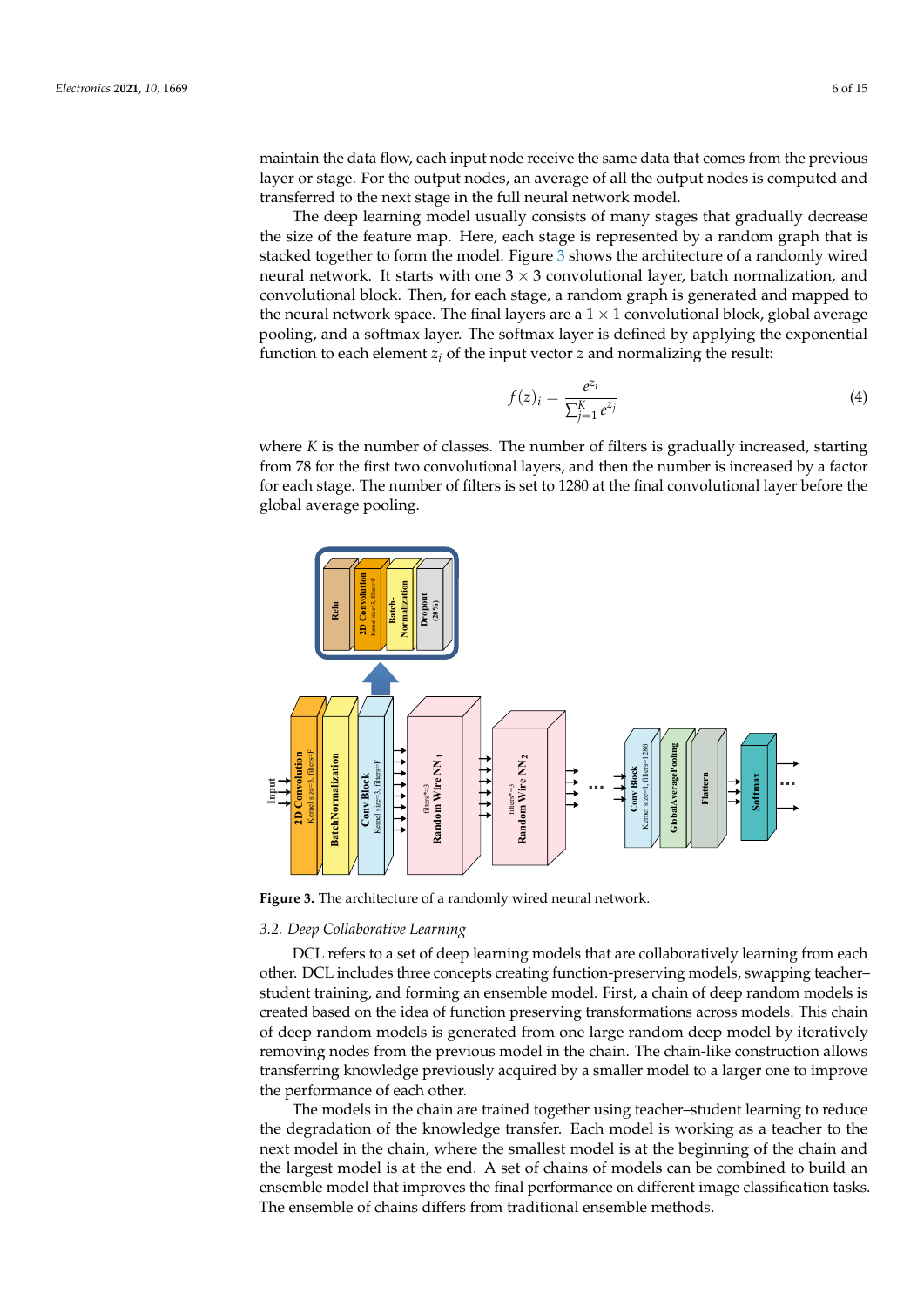maintain the data flow, each input node receive the same data that comes from the previous layer or stage. For the output nodes, an average of all the output nodes is computed and transferred to the next stage in the full neural network model.

The deep learning model usually consists of many stages that gradually decrease the size of the feature map. Here, each stage is represented by a random graph that is stacked together to form the model. Figure 3 shows the architecture of a randomly wired neural network. It starts with one $3 \times 3$ convolutional layer, batch normalization, and convolutional block. Then, for each stage, a random graph is generated and mapped to the neural network space. The final layers are a $1 \times 1$ convolutional block, global average pooling, and a softmax layer. The softmax layer is defined by applying the exponential function to each element $z_i$ of the input vector $z$ and normalizing the result:

$$f(z)_i = \frac{e^{z_i}}{\sum_{j=1}^{K} e^{z_j}} \tag{4}$$

where $K$ is the number of classes. The number of filters is gradually increased, starting from 78 for the first two convolutional layers, and then the number is increased by a factor for each stage. The number of filters is set to 1280 at the final convolutional layer before the global average pooling.

**Figure 3.** The architecture of a randomly wired neural network.

### 3.2. Deep Collaborative Learning

DCL refers to a set of deep learning models that are collaboratively learning from each other. DCL includes three concepts creating function-preserving models, swapping teacher–student training, and forming an ensemble model. First, a chain of deep random models is created based on the idea of function preserving transformations across models. This chain of deep random models is generated from one large random deep model by iteratively removing nodes from the previous model in the chain. The chain-like construction allows transferring knowledge previously acquired by a smaller model to a larger one to improve the performance of each other.

The models in the chain are trained together using teacher–student learning to reduce the degradation of the knowledge transfer. Each model is working as a teacher to the next model in the chain, where the smallest model is at the beginning of the chain and the largest model is at the end. A set of chains of models can be combined to build an ensemble model that improves the final performance on different image classification tasks. The ensemble of chains differs from traditional ensemble methods.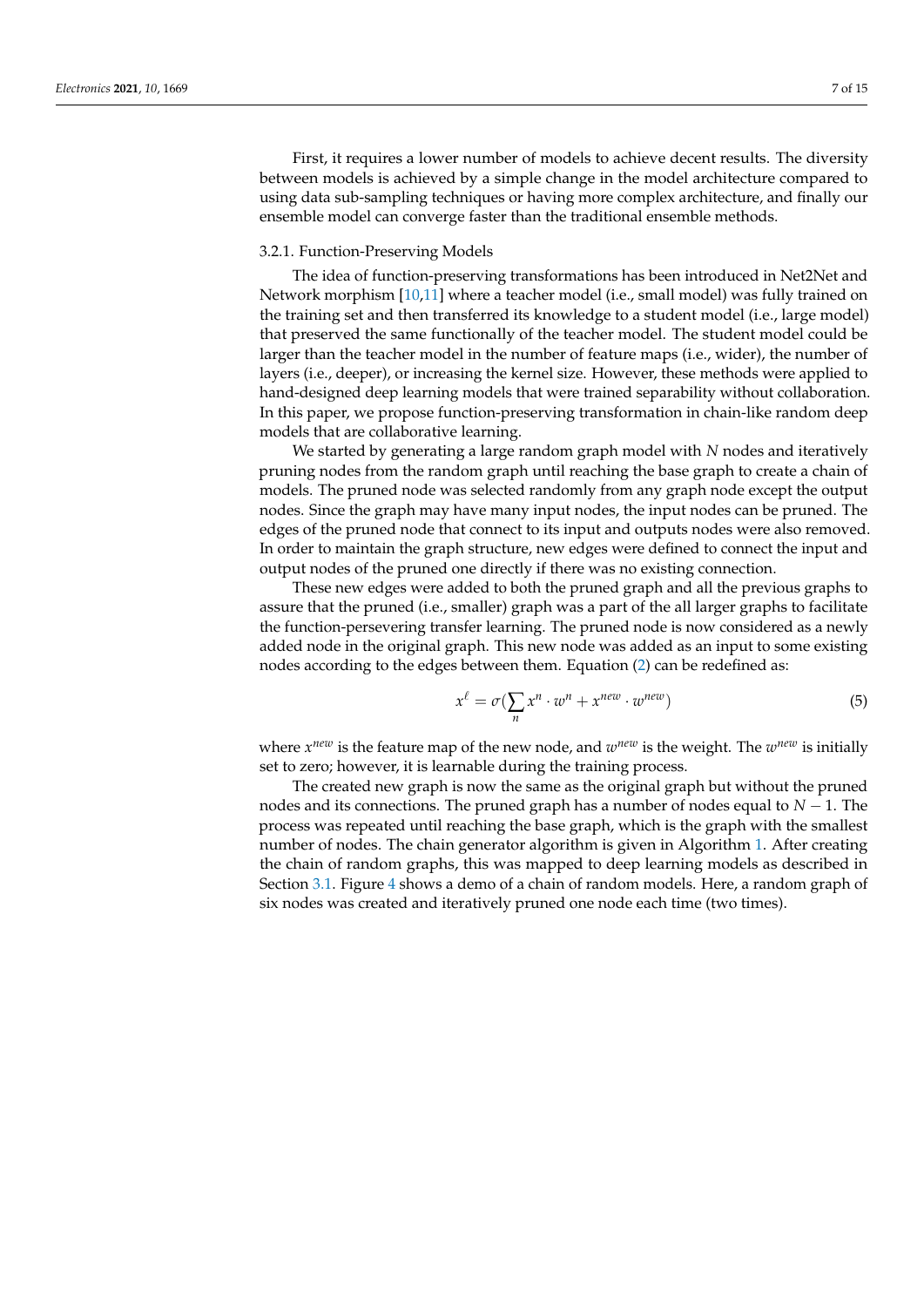First, it requires a lower number of models to achieve decent results. The diversity between models is achieved by a simple change in the model architecture compared to using data sub-sampling techniques or having more complex architecture, and finally our ensemble model can converge faster than the traditional ensemble methods.

#### 3.2.1. Function-Preserving Models

The idea of function-preserving transformations has been introduced in Net2Net and Network morphism [10,11] where a teacher model (i.e., small model) was fully trained on the training set and then transferred its knowledge to a student model (i.e., large model) that preserved the same functionally of the teacher model. The student model could be larger than the teacher model in the number of feature maps (i.e., wider), the number of layers (i.e., deeper), or increasing the kernel size. However, these methods were applied to hand-designed deep learning models that were trained separability without collaboration. In this paper, we propose function-preserving transformation in chain-like random deep models that are collaborative learning.

We started by generating a large random graph model with $N$ nodes and iteratively pruning nodes from the random graph until reaching the base graph to create a chain of models. The pruned node was selected randomly from any graph node except the output nodes. Since the graph may have many input nodes, the input nodes can be pruned. The edges of the pruned node that connect to its input and outputs nodes were also removed. In order to maintain the graph structure, new edges were defined to connect the input and output nodes of the pruned one directly if there was no existing connection.

These new edges were added to both the pruned graph and all the previous graphs to assure that the pruned (i.e., smaller) graph was a part of the all larger graphs to facilitate the function-persevering transfer learning. The pruned node is now considered as a newly added node in the original graph. This new node was added as an input to some existing nodes according to the edges between them. Equation (2) can be redefined as:

$$x^{\ell} = \sigma\left(\sum_{n} x^{n} \cdot w^{n} + x^{new} \cdot w^{new}\right) \tag{5}$$

where $x^{new}$ is the feature map of the new node, and $w^{new}$ is the weight. The $w^{new}$ is initially set to zero; however, it is learnable during the training process.

The created new graph is now the same as the original graph but without the pruned nodes and its connections. The pruned graph has a number of nodes equal to $N - 1$. The process was repeated until reaching the base graph, which is the graph with the smallest number of nodes. The chain generator algorithm is given in Algorithm 1. After creating the chain of random graphs, this was mapped to deep learning models as described in Section 3.1. Figure 4 shows a demo of a chain of random models. Here, a random graph of six nodes was created and iteratively pruned one node each time (two times).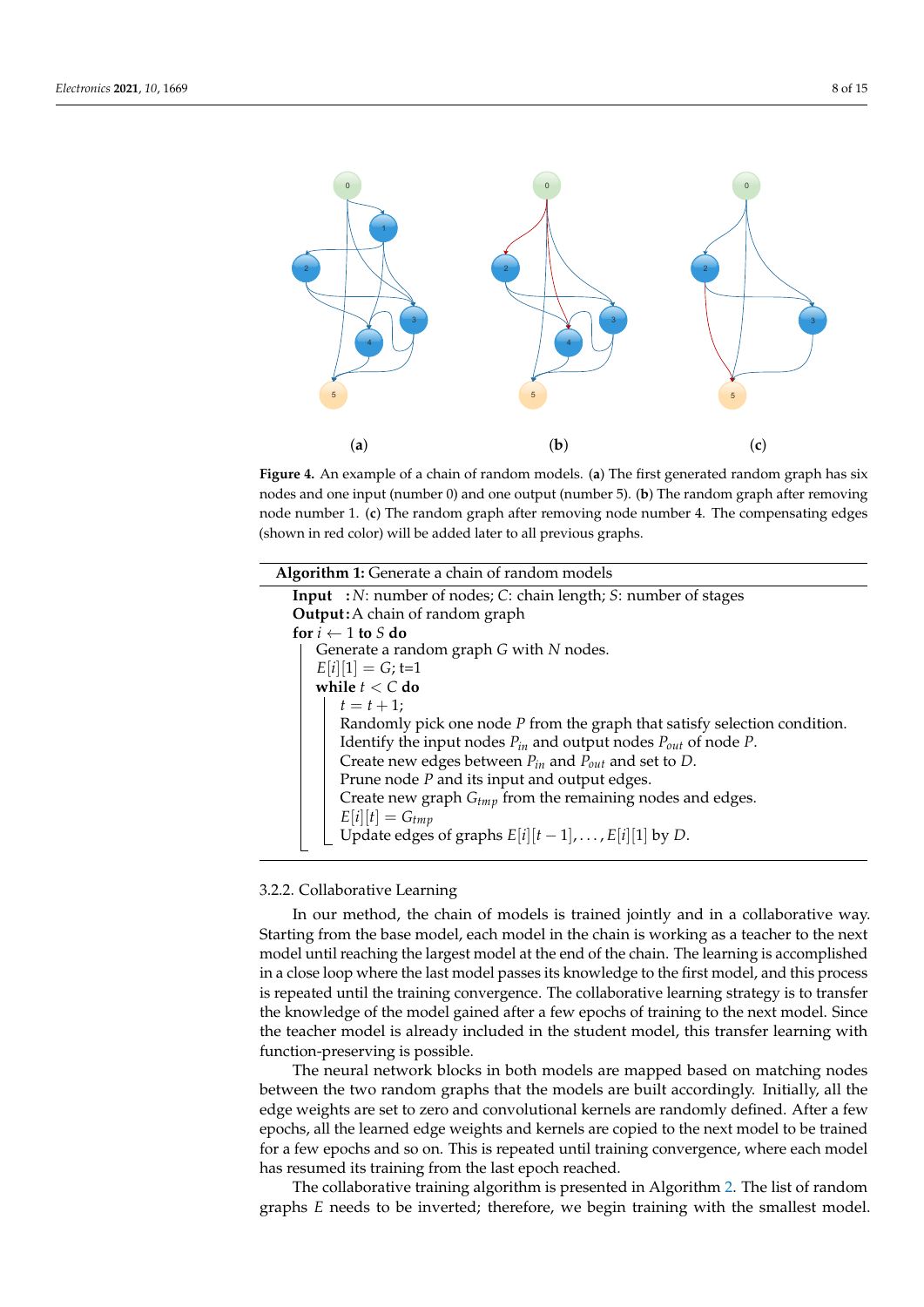(**a**) (**b**) (**c**)

**Figure 4.** An example of a chain of random models. (**a**) The first generated random graph has six nodes and one input (number 0) and one output (number 5). (**b**) The random graph after removing node number 1. (**c**) The random graph after removing node number 4. The compensating edges (shown in red color) will be added later to all previous graphs.

**Algorithm 1:** Generate a chain of random models

```
Input  : N: number of nodes; C: chain length; S: number of stages
Output: A chain of random graph
for i ← 1 to S do
    Generate a random graph G with N nodes.
    E[i][1] = G; t=1
    while t < C do
        t = t + 1;
        Randomly pick one node P from the graph that satisfy selection condition.
        Identify the input nodes P_in and output nodes P_out of node P.
        Create new edges between P_in and P_out and set to D.
        Prune node P and its input and output edges.
        Create new graph G_tmp from the remaining nodes and edges.
        E[i][t] = G_tmp
        Update edges of graphs E[i][t − 1], . . . , E[i][1] by D.
```

### 3.2.2. Collaborative Learning

In our method, the chain of models is trained jointly and in a collaborative way. Starting from the base model, each model in the chain is working as a teacher to the next model until reaching the largest model at the end of the chain. The learning is accomplished in a close loop where the last model passes its knowledge to the first model, and this process is repeated until the training convergence. The collaborative learning strategy is to transfer the knowledge of the model gained after a few epochs of training to the next model. Since the teacher model is already included in the student model, this transfer learning with function-preserving is possible.

The neural network blocks in both models are mapped based on matching nodes between the two random graphs that the models are built accordingly. Initially, all the edge weights are set to zero and convolutional kernels are randomly defined. After a few epochs, all the learned edge weights and kernels are copied to the next model to be trained for a few epochs and so on. This is repeated until training convergence, where each model has resumed its training from the last epoch reached.

The collaborative training algorithm is presented in Algorithm 2. The list of random graphs $E$ needs to be inverted; therefore, we begin training with the smallest model.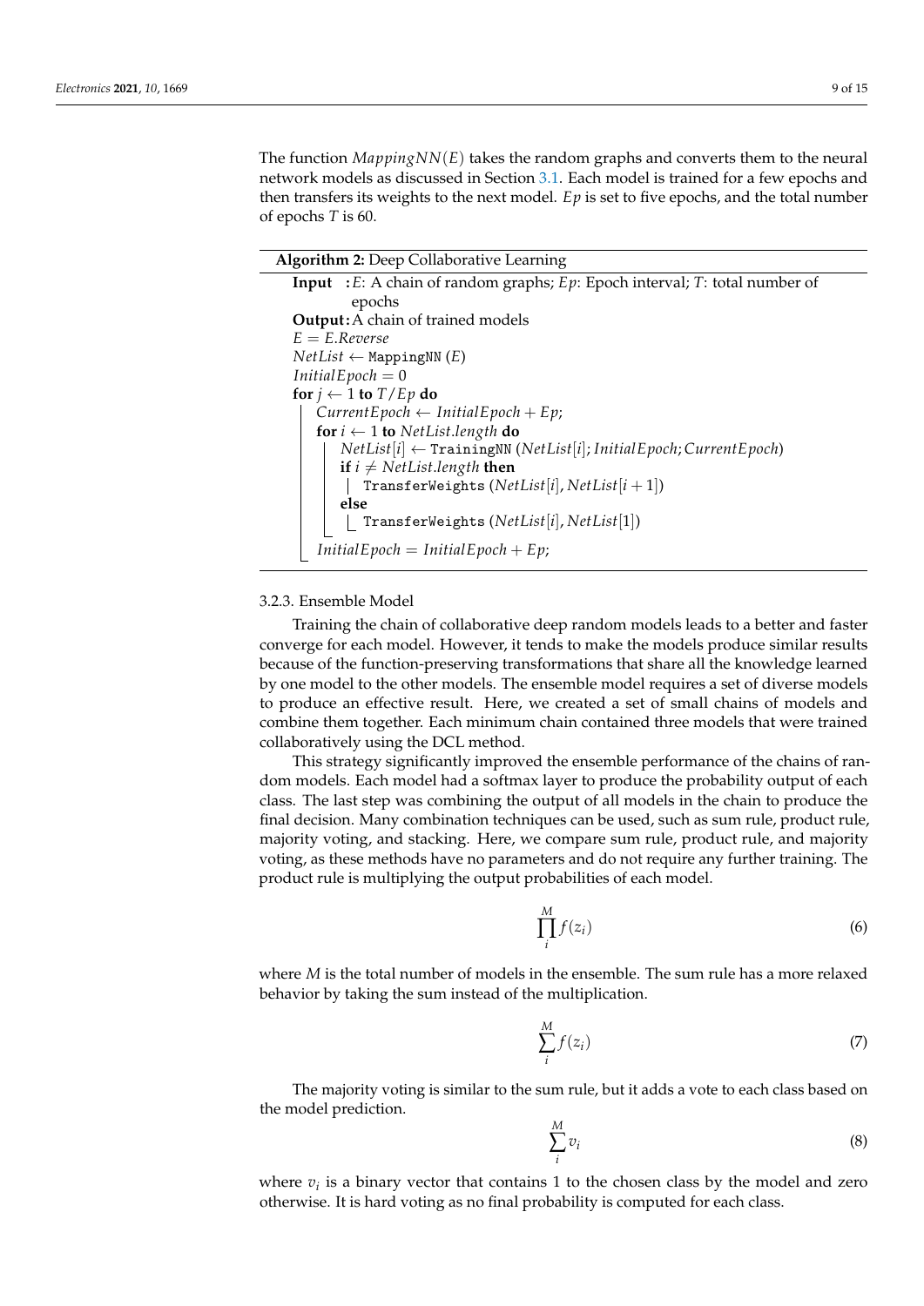The function $MappingNN(E)$ takes the random graphs and converts them to the neural network models as discussed in Section 3.1. Each model is trained for a few epochs and then transfers its weights to the next model. $Ep$ is set to five epochs, and the total number of epochs $T$ is 60.

**Algorithm 2:** Deep Collaborative Learning

```
Input  : E: A chain of random graphs; Ep: Epoch interval; T: total number of epochs
Output : A chain of trained models
E = E.Reverse
NetList ← MappingNN (E)
InitialEpoch = 0
for j ← 1 to T/Ep do
    CurrentEpoch ← InitialEpoch + Ep;
    for i ← 1 to NetList.length do
        NetList[i] ← TrainingNN (NetList[i]; InitialEpoch; CurrentEpoch)
        if i ≠ NetList.length then
            TransferWeights (NetList[i], NetList[i + 1])
        else
            TransferWeights (NetList[i], NetList[1])
    InitialEpoch = InitialEpoch + Ep;
```

3.2.3. Ensemble Model

Training the chain of collaborative deep random models leads to a better and faster converge for each model. However, it tends to make the models produce similar results because of the function-preserving transformations that share all the knowledge learned by one model to the other models. The ensemble model requires a set of diverse models to produce an effective result. Here, we created a set of small chains of models and combine them together. Each minimum chain contained three models that were trained collaboratively using the DCL method.

This strategy significantly improved the ensemble performance of the chains of random models. Each model had a softmax layer to produce the probability output of each class. The last step was combining the output of all models in the chain to produce the final decision. Many combination techniques can be used, such as sum rule, product rule, majority voting, and stacking. Here, we compare sum rule, product rule, and majority voting, as these methods have no parameters and do not require any further training. The product rule is multiplying the output probabilities of each model.

$$\prod_{i}^{M} f(z_i) \tag{6}$$

where $M$ is the total number of models in the ensemble. The sum rule has a more relaxed behavior by taking the sum instead of the multiplication.

$$\sum_{i}^{M} f(z_i) \tag{7}$$

The majority voting is similar to the sum rule, but it adds a vote to each class based on the model prediction.

$$\sum_{i}^{M} v_i \tag{8}$$

where $v_i$ is a binary vector that contains 1 to the chosen class by the model and zero otherwise. It is hard voting as no final probability is computed for each class.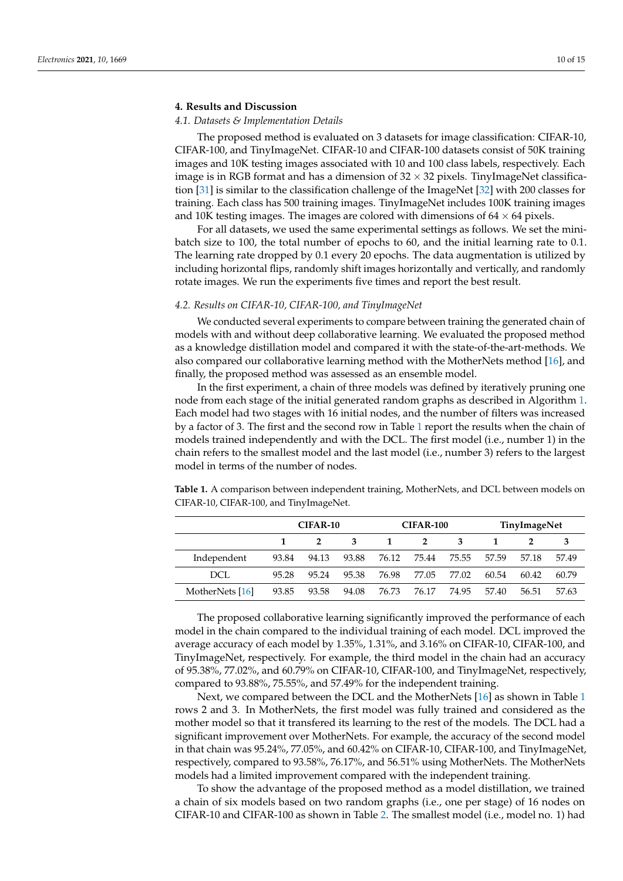## 4. Results and Discussion

### 4.1. Datasets & Implementation Details

The proposed method is evaluated on 3 datasets for image classification: CIFAR-10, CIFAR-100, and TinyImageNet. CIFAR-10 and CIFAR-100 datasets consist of 50K training images and 10K testing images associated with 10 and 100 class labels, respectively. Each image is in RGB format and has a dimension of $32 \times 32$ pixels. TinyImageNet classification [31] is similar to the classification challenge of the ImageNet [32] with 200 classes for training. Each class has 500 training images. TinyImageNet includes 100K training images and 10K testing images. The images are colored with dimensions of $64 \times 64$ pixels.

For all datasets, we used the same experimental settings as follows. We set the mini-batch size to 100, the total number of epochs to 60, and the initial learning rate to 0.1. The learning rate dropped by 0.1 every 20 epochs. The data augmentation is utilized by including horizontal flips, randomly shift images horizontally and vertically, and randomly rotate images. We run the experiments five times and report the best result.

### 4.2. Results on CIFAR-10, CIFAR-100, and TinyImageNet

We conducted several experiments to compare between training the generated chain of models with and without deep collaborative learning. We evaluated the proposed method as a knowledge distillation model and compared it with the state-of-the-art-methods. We also compared our collaborative learning method with the MotherNets method [16], and finally, the proposed method was assessed as an ensemble model.

In the first experiment, a chain of three models was defined by iteratively pruning one node from each stage of the initial generated random graphs as described in Algorithm 1. Each model had two stages with 16 initial nodes, and the number of filters was increased by a factor of 3. The first and the second row in Table 1 report the results when the chain of models trained independently and with the DCL. The first model (i.e., number 1) in the chain refers to the smallest model and the last model (i.e., number 3) refers to the largest model in terms of the number of nodes.

**Table 1.** A comparison between independent training, MotherNets, and DCL between models on CIFAR-10, CIFAR-100, and TinyImageNet.

| | CIFAR-10 | | | CIFAR-100 | | | TinyImageNet | | |
|---|---|---|---|---|---|---|---|---|---|
| | **1** | **2** | **3** | **1** | **2** | **3** | **1** | **2** | **3** |
| Independent | 93.84 | 94.13 | 93.88 | 76.12 | 75.44 | 75.55 | 57.59 | 57.18 | 57.49 |
| DCL | 95.28 | 95.24 | 95.38 | 76.98 | 77.05 | 77.02 | 60.54 | 60.42 | 60.79 |
| MotherNets [16] | 93.85 | 93.58 | 94.08 | 76.73 | 76.17 | 74.95 | 57.40 | 56.51 | 57.63 |

The proposed collaborative learning significantly improved the performance of each model in the chain compared to the individual training of each model. DCL improved the average accuracy of each model by 1.35%, 1.31%, and 3.16% on CIFAR-10, CIFAR-100, and TinyImageNet, respectively. For example, the third model in the chain had an accuracy of 95.38%, 77.02%, and 60.79% on CIFAR-10, CIFAR-100, and TinyImageNet, respectively, compared to 93.88%, 75.55%, and 57.49% for the independent training.

Next, we compared between the DCL and the MotherNets [16] as shown in Table 1 rows 2 and 3. In MotherNets, the first model was fully trained and considered as the mother model so that it transfered its learning to the rest of the models. The DCL had a significant improvement over MotherNets. For example, the accuracy of the second model in that chain was 95.24%, 77.05%, and 60.42% on CIFAR-10, CIFAR-100, and TinyImageNet, respectively, compared to 93.58%, 76.17%, and 56.51% using MotherNets. The MotherNets models had a limited improvement compared with the independent training.

To show the advantage of the proposed method as a model distillation, we trained a chain of six models based on two random graphs (i.e., one per stage) of 16 nodes on CIFAR-10 and CIFAR-100 as shown in Table 2. The smallest model (i.e., model no. 1) had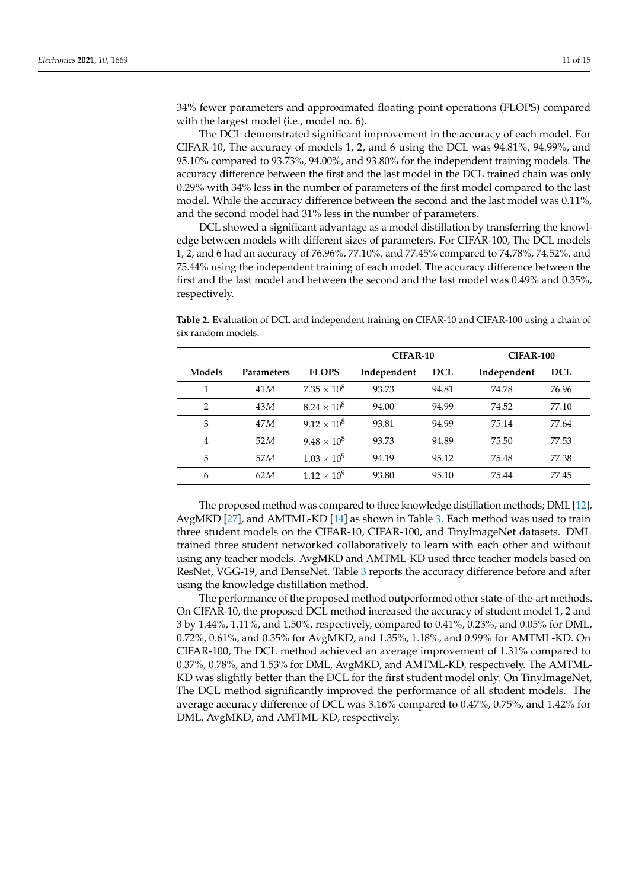34% fewer parameters and approximated floating-point operations (FLOPS) compared with the largest model (i.e., model no. 6).

The DCL demonstrated significant improvement in the accuracy of each model. For CIFAR-10, The accuracy of models 1, 2, and 6 using the DCL was 94.81%, 94.99%, and 95.10% compared to 93.73%, 94.00%, and 93.80% for the independent training models. The accuracy difference between the first and the last model in the DCL trained chain was only 0.29% with 34% less in the number of parameters of the first model compared to the last model. While the accuracy difference between the second and the last model was 0.11%, and the second model had 31% less in the number of parameters.

DCL showed a significant advantage as a model distillation by transferring the knowledge between models with different sizes of parameters. For CIFAR-100, The DCL models 1, 2, and 6 had an accuracy of 76.96%, 77.10%, and 77.45% compared to 74.78%, 74.52%, and 75.44% using the independent training of each model. The accuracy difference between the first and the last model and between the second and the last model was 0.49% and 0.35%, respectively.

**Table 2.** Evaluation of DCL and independent training on CIFAR-10 and CIFAR-100 using a chain of six random models.

| | | | CIFAR-10 | | CIFAR-100 | |
|---|---|---|---|---|---|---|
| **Models** | **Parameters** | **FLOPS** | **Independent** | **DCL** | **Independent** | **DCL** |
| 1 | 41$M$ | $7.35 \times 10^8$ | 93.73 | 94.81 | 74.78 | 76.96 |
| 2 | 43$M$ | $8.24 \times 10^8$ | 94.00 | 94.99 | 74.52 | 77.10 |
| 3 | 47$M$ | $9.12 \times 10^8$ | 93.81 | 94.99 | 75.14 | 77.64 |
| 4 | 52$M$ | $9.48 \times 10^8$ | 93.73 | 94.89 | 75.50 | 77.53 |
| 5 | 57$M$ | $1.03 \times 10^9$ | 94.19 | 95.12 | 75.48 | 77.38 |
| 6 | 62$M$ | $1.12 \times 10^9$ | 93.80 | 95.10 | 75.44 | 77.45 |

The proposed method was compared to three knowledge distillation methods; DML [12], AvgMKD [27], and AMTML-KD [14] as shown in Table 3. Each method was used to train three student models on the CIFAR-10, CIFAR-100, and TinyImageNet datasets. DML trained three student networked collaboratively to learn with each other and without using any teacher models. AvgMKD and AMTML-KD used three teacher models based on ResNet, VGG-19, and DenseNet. Table 3 reports the accuracy difference before and after using the knowledge distillation method.

The performance of the proposed method outperformed other state-of-the-art methods. On CIFAR-10, the proposed DCL method increased the accuracy of student model 1, 2 and 3 by 1.44%, 1.11%, and 1.50%, respectively, compared to 0.41%, 0.23%, and 0.05% for DML, 0.72%, 0.61%, and 0.35% for AvgMKD, and 1.35%, 1.18%, and 0.99% for AMTML-KD. On CIFAR-100, The DCL method achieved an average improvement of 1.31% compared to 0.37%, 0.78%, and 1.53% for DML, AvgMKD, and AMTML-KD, respectively. The AMTML-KD was slightly better than the DCL for the first student model only. On TinyImageNet, The DCL method significantly improved the performance of all student models. The average accuracy difference of DCL was 3.16% compared to 0.47%, 0.75%, and 1.42% for DML, AvgMKD, and AMTML-KD, respectively.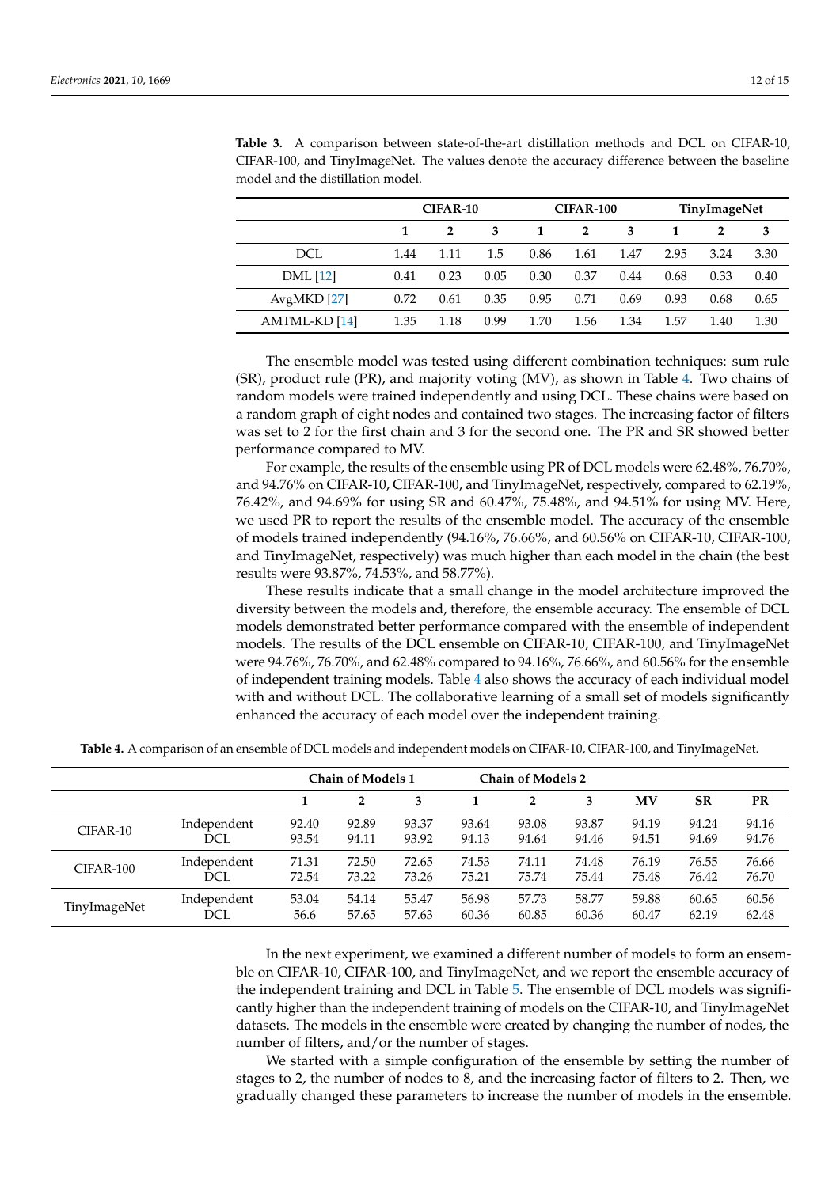**Table 3.** A comparison between state-of-the-art distillation methods and DCL on CIFAR-10, CIFAR-100, and TinyImageNet. The values denote the accuracy difference between the baseline model and the distillation model.

| | CIFAR-10 | | | CIFAR-100 | | | TinyImageNet | | |
|---|---|---|---|---|---|---|---|---|---|
| | **1** | **2** | **3** | **1** | **2** | **3** | **1** | **2** | **3** |
| DCL | 1.44 | 1.11 | 1.5 | 0.86 | 1.61 | 1.47 | 2.95 | 3.24 | 3.30 |
| DML [12] | 0.41 | 0.23 | 0.05 | 0.30 | 0.37 | 0.44 | 0.68 | 0.33 | 0.40 |
| AvgMKD [27] | 0.72 | 0.61 | 0.35 | 0.95 | 0.71 | 0.69 | 0.93 | 0.68 | 0.65 |
| AMTML-KD [14] | 1.35 | 1.18 | 0.99 | 1.70 | 1.56 | 1.34 | 1.57 | 1.40 | 1.30 |

The ensemble model was tested using different combination techniques: sum rule (SR), product rule (PR), and majority voting (MV), as shown in Table 4. Two chains of random models were trained independently and using DCL. These chains were based on a random graph of eight nodes and contained two stages. The increasing factor of filters was set to 2 for the first chain and 3 for the second one. The PR and SR showed better performance compared to MV.

For example, the results of the ensemble using PR of DCL models were 62.48%, 76.70%, and 94.76% on CIFAR-10, CIFAR-100, and TinyImageNet, respectively, compared to 62.19%, 76.42%, and 94.69% for using SR and 60.47%, 75.48%, and 94.51% for using MV. Here, we used PR to report the results of the ensemble model. The accuracy of the ensemble of models trained independently (94.16%, 76.66%, and 60.56% on CIFAR-10, CIFAR-100, and TinyImageNet, respectively) was much higher than each model in the chain (the best results were 93.87%, 74.53%, and 58.77%).

These results indicate that a small change in the model architecture improved the diversity between the models and, therefore, the ensemble accuracy. The ensemble of DCL models demonstrated better performance compared with the ensemble of independent models. The results of the DCL ensemble on CIFAR-10, CIFAR-100, and TinyImageNet were 94.76%, 76.70%, and 62.48% compared to 94.16%, 76.66%, and 60.56% for the ensemble of independent training models. Table 4 also shows the accuracy of each individual model with and without DCL. The collaborative learning of a small set of models significantly enhanced the accuracy of each model over the independent training.

**Table 4.** A comparison of an ensemble of DCL models and independent models on CIFAR-10, CIFAR-100, and TinyImageNet.

| | | Chain of Models 1 | | | Chain of Models 2 | | | | | |
|---|---|---|---|---|---|---|---|---|---|---|
| | | **1** | **2** | **3** | **1** | **2** | **3** | **MV** | **SR** | **PR** |
| CIFAR-10 | Independent | 92.40 | 92.89 | 93.37 | 93.64 | 93.08 | 93.87 | 94.19 | 94.24 | 94.16 |
| | DCL | 93.54 | 94.11 | 93.92 | 94.13 | 94.64 | 94.46 | 94.51 | 94.69 | 94.76 |
| CIFAR-100 | Independent | 71.31 | 72.50 | 72.65 | 74.53 | 74.11 | 74.48 | 76.19 | 76.55 | 76.66 |
| | DCL | 72.54 | 73.22 | 73.26 | 75.21 | 75.74 | 75.44 | 75.48 | 76.42 | 76.70 |
| TinyImageNet | Independent | 53.04 | 54.14 | 55.47 | 56.98 | 57.73 | 58.77 | 59.88 | 60.65 | 60.56 |
| | DCL | 56.6 | 57.65 | 57.63 | 60.36 | 60.85 | 60.36 | 60.47 | 62.19 | 62.48 |

In the next experiment, we examined a different number of models to form an ensemble on CIFAR-10, CIFAR-100, and TinyImageNet, and we report the ensemble accuracy of the independent training and DCL in Table 5. The ensemble of DCL models was significantly higher than the independent training of models on the CIFAR-10, and TinyImageNet datasets. The models in the ensemble were created by changing the number of nodes, the number of filters, and/or the number of stages.

We started with a simple configuration of the ensemble by setting the number of stages to 2, the number of nodes to 8, and the increasing factor of filters to 2. Then, we gradually changed these parameters to increase the number of models in the ensemble.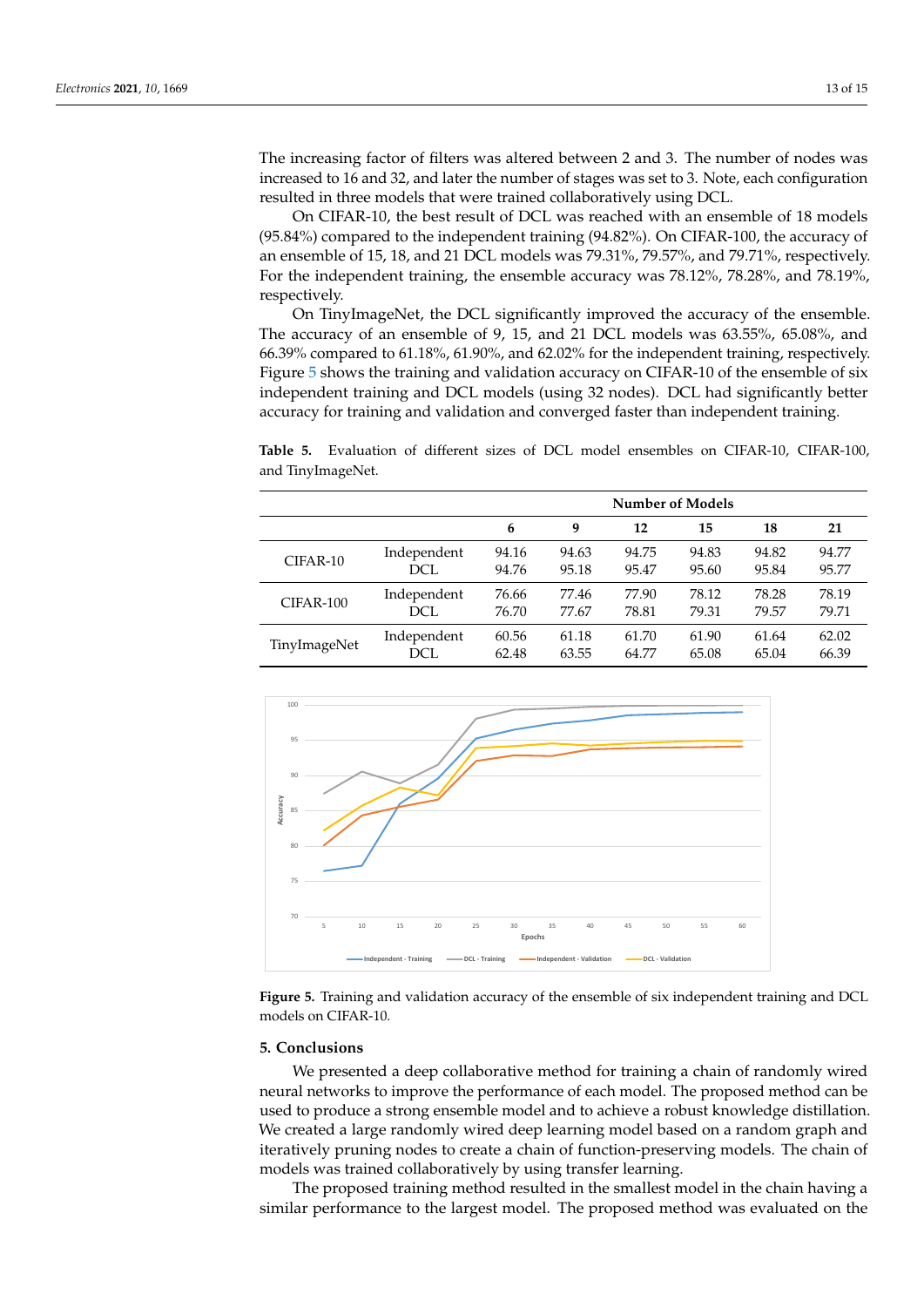The increasing factor of filters was altered between 2 and 3. The number of nodes was increased to 16 and 32, and later the number of stages was set to 3. Note, each configuration resulted in three models that were trained collaboratively using DCL.

On CIFAR-10, the best result of DCL was reached with an ensemble of 18 models (95.84%) compared to the independent training (94.82%). On CIFAR-100, the accuracy of an ensemble of 15, 18, and 21 DCL models was 79.31%, 79.57%, and 79.71%, respectively. For the independent training, the ensemble accuracy was 78.12%, 78.28%, and 78.19%, respectively.

On TinyImageNet, the DCL significantly improved the accuracy of the ensemble. The accuracy of an ensemble of 9, 15, and 21 DCL models was 63.55%, 65.08%, and 66.39% compared to 61.18%, 61.90%, and 62.02% for the independent training, respectively. Figure 5 shows the training and validation accuracy on CIFAR-10 of the ensemble of six independent training and DCL models (using 32 nodes). DCL had significantly better accuracy for training and validation and converged faster than independent training.

**Table 5.** Evaluation of different sizes of DCL model ensembles on CIFAR-10, CIFAR-100, and TinyImageNet.

| | | Number of Models | | | | | |
|---|---|---|---|---|---|---|---|
| | | **6** | **9** | **12** | **15** | **18** | **21** |
| CIFAR-10 | Independent | 94.16 | 94.63 | 94.75 | 94.83 | 94.82 | 94.77 |
| | DCL | 94.76 | 95.18 | 95.47 | 95.60 | 95.84 | 95.77 |
| CIFAR-100 | Independent | 76.66 | 77.46 | 77.90 | 78.12 | 78.28 | 78.19 |
| | DCL | 76.70 | 77.67 | 78.81 | 79.31 | 79.57 | 79.71 |
| TinyImageNet | Independent | 60.56 | 61.18 | 61.70 | 61.90 | 61.64 | 62.02 |
| | DCL | 62.48 | 63.55 | 64.77 | 65.08 | 65.04 | 66.39 |

**Figure 5.** Training and validation accuracy of the ensemble of six independent training and DCL models on CIFAR-10.

## 5. Conclusions

We presented a deep collaborative method for training a chain of randomly wired neural networks to improve the performance of each model. The proposed method can be used to produce a strong ensemble model and to achieve a robust knowledge distillation. We created a large randomly wired deep learning model based on a random graph and iteratively pruning nodes to create a chain of function-preserving models. The chain of models was trained collaboratively by using transfer learning.

The proposed training method resulted in the smallest model in the chain having a similar performance to the largest model. The proposed method was evaluated on the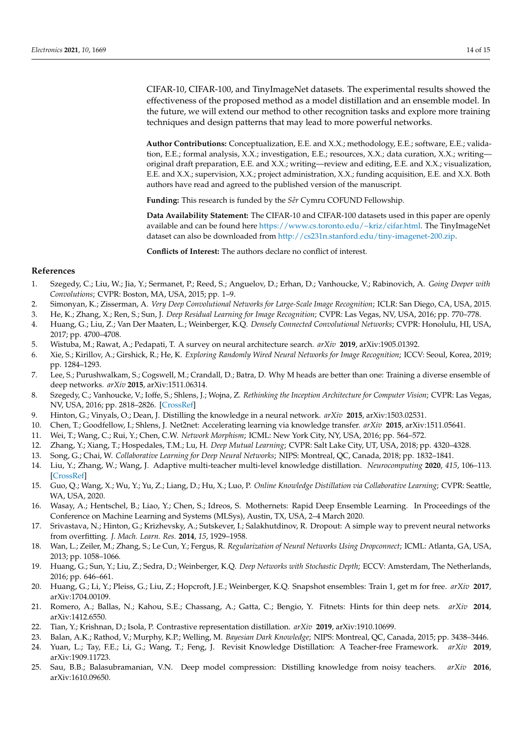CIFAR-10, CIFAR-100, and TinyImageNet datasets. The experimental results showed the effectiveness of the proposed method as a model distillation and an ensemble model. In the future, we will extend our method to other recognition tasks and explore more training techniques and design patterns that may lead to more powerful networks.

**Author Contributions:** Conceptualization, E.E. and X.X.; methodology, E.E.; software, E.E.; validation, E.E.; formal analysis, X.X.; investigation, E.E.; resources, X.X.; data curation, X.X.; writing—original draft preparation, E.E. and X.X.; writing—review and editing, E.E. and X.X.; visualization, E.E. and X.X.; supervision, X.X.; project administration, X.X.; funding acquisition, E.E. and X.X. Both authors have read and agreed to the published version of the manuscript.

**Funding:** This research is funded by the *Sêr* Cymru COFUND Fellowship.

**Data Availability Statement:** The CIFAR-10 and CIFAR-100 datasets used in this paper are openly available and can be found here https://www.cs.toronto.edu/~kriz/cifar.html. The TinyImageNet dataset can also be downloaded from http://cs231n.stanford.edu/tiny-imagenet-200.zip.

**Conflicts of Interest:** The authors declare no conflict of interest.

## References

1. Szegedy, C.; Liu, W.; Jia, Y.; Sermanet, P.; Reed, S.; Anguelov, D.; Erhan, D.; Vanhoucke, V.; Rabinovich, A. *Going Deeper with Convolutions*; CVPR: Boston, MA, USA, 2015; pp. 1–9.
2. Simonyan, K.; Zisserman, A. *Very Deep Convolutional Networks for Large-Scale Image Recognition*; ICLR: San Diego, CA, USA, 2015.
3. He, K.; Zhang, X.; Ren, S.; Sun, J. *Deep Residual Learning for Image Recognition*; CVPR: Las Vegas, NV, USA, 2016; pp. 770–778.
4. Huang, G.; Liu, Z.; Van Der Maaten, L.; Weinberger, K.Q. *Densely Connected Convolutional Networks*; CVPR: Honolulu, HI, USA, 2017; pp. 4700–4708.
5. Wistuba, M.; Rawat, A.; Pedapati, T. A survey on neural architecture search. *arXiv* **2019**, arXiv:1905.01392.
6. Xie, S.; Kirillov, A.; Girshick, R.; He, K. *Exploring Randomly Wired Neural Networks for Image Recognition*; ICCV: Seoul, Korea, 2019; pp. 1284–1293.
7. Lee, S.; Purushwalkam, S.; Cogswell, M.; Crandall, D.; Batra, D. Why M heads are better than one: Training a diverse ensemble of deep networks. *arXiv* **2015**, arXiv:1511.06314.
8. Szegedy, C.; Vanhoucke, V.; Ioffe, S.; Shlens, J.; Wojna, Z. *Rethinking the Inception Architecture for Computer Vision*; CVPR: Las Vegas, NV, USA, 2016; pp. 2818–2826. [CrossRef]
9. Hinton, G.; Vinyals, O.; Dean, J. Distilling the knowledge in a neural network. *arXiv* **2015**, arXiv:1503.02531.
10. Chen, T.; Goodfellow, I.; Shlens, J. Net2net: Accelerating learning via knowledge transfer. *arXiv* **2015**, arXiv:1511.05641.
11. Wei, T.; Wang, C.; Rui, Y.; Chen, C.W. *Network Morphism*; ICML: New York City, NY, USA, 2016; pp. 564–572.
12. Zhang, Y.; Xiang, T.; Hospedales, T.M.; Lu, H. *Deep Mutual Learning*; CVPR: Salt Lake City, UT, USA, 2018; pp. 4320–4328.
13. Song, G.; Chai, W. *Collaborative Learning for Deep Neural Networks*; NIPS: Montreal, QC, Canada, 2018; pp. 1832–1841.
14. Liu, Y.; Zhang, W.; Wang, J. Adaptive multi-teacher multi-level knowledge distillation. *Neurocomputing* **2020**, *415*, 106–113. [CrossRef]
15. Guo, Q.; Wang, X.; Wu, Y.; Yu, Z.; Liang, D.; Hu, X.; Luo, P. *Online Knowledge Distillation via Collaborative Learning*; CVPR: Seattle, WA, USA, 2020.
16. Wasay, A.; Hentschel, B.; Liao, Y.; Chen, S.; Idreos, S. Mothernets: Rapid Deep Ensemble Learning. In Proceedings of the Conference on Machine Learning and Systems (MLSys), Austin, TX, USA, 2–4 March 2020.
17. Srivastava, N.; Hinton, G.; Krizhevsky, A.; Sutskever, I.; Salakhutdinov, R. Dropout: A simple way to prevent neural networks from overfitting. *J. Mach. Learn. Res.* **2014**, *15*, 1929–1958.
18. Wan, L.; Zeiler, M.; Zhang, S.; Le Cun, Y.; Fergus, R. *Regularization of Neural Networks Using Dropconnect*; ICML: Atlanta, GA, USA, 2013; pp. 1058–1066.
19. Huang, G.; Sun, Y.; Liu, Z.; Sedra, D.; Weinberger, K.Q. *Deep Networks with Stochastic Depth*; ECCV: Amsterdam, The Netherlands, 2016; pp. 646–661.
20. Huang, G.; Li, Y.; Pleiss, G.; Liu, Z.; Hopcroft, J.E.; Weinberger, K.Q. Snapshot ensembles: Train 1, get m for free. *arXiv* **2017**, arXiv:1704.00109.
21. Romero, A.; Ballas, N.; Kahou, S.E.; Chassang, A.; Gatta, C.; Bengio, Y. Fitnets: Hints for thin deep nets. *arXiv* **2014**, arXiv:1412.6550.
22. Tian, Y.; Krishnan, D.; Isola, P. Contrastive representation distillation. *arXiv* **2019**, arXiv:1910.10699.
23. Balan, A.K.; Rathod, V.; Murphy, K.P.; Welling, M. *Bayesian Dark Knowledge*; NIPS: Montreal, QC, Canada, 2015; pp. 3438–3446.
24. Yuan, L.; Tay, F.E.; Li, G.; Wang, T.; Feng, J. Revisit Knowledge Distillation: A Teacher-free Framework. *arXiv* **2019**, arXiv:1909.11723.
25. Sau, B.B.; Balasubramanian, V.N. Deep model compression: Distilling knowledge from noisy teachers. *arXiv* **2016**, arXiv:1610.09650.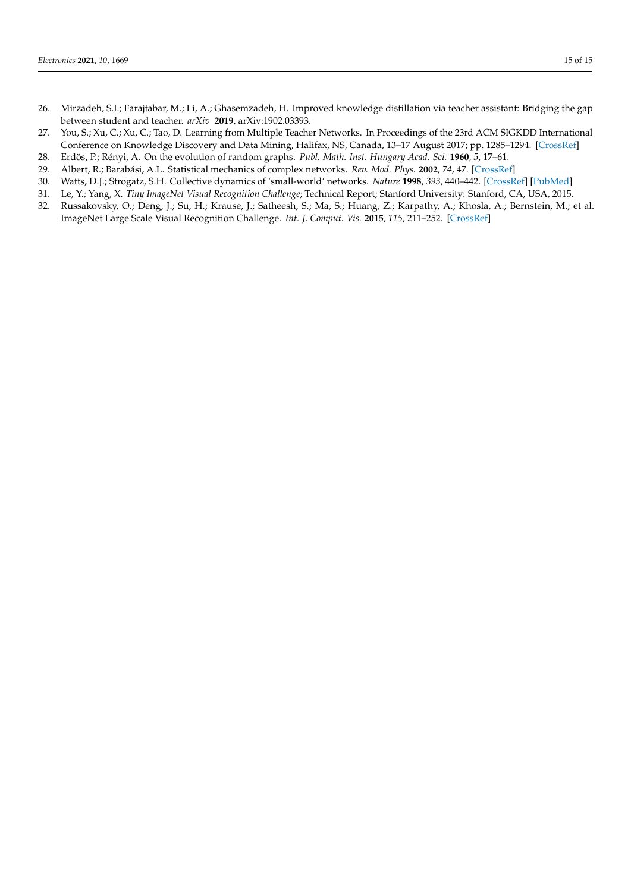26. Mirzadeh, S.I.; Farajtabar, M.; Li, A.; Ghasemzadeh, H. Improved knowledge distillation via teacher assistant: Bridging the gap between student and teacher. *arXiv* **2019**, arXiv:1902.03393.
27. You, S.; Xu, C.; Xu, C.; Tao, D. Learning from Multiple Teacher Networks. In Proceedings of the 23rd ACM SIGKDD International Conference on Knowledge Discovery and Data Mining, Halifax, NS, Canada, 13–17 August 2017; pp. 1285–1294. [CrossRef]
28. Erdös, P.; Rényi, A. On the evolution of random graphs. *Publ. Math. Inst. Hungary Acad. Sci.* **1960**, *5*, 17–61.
29. Albert, R.; Barabási, A.L. Statistical mechanics of complex networks. *Rev. Mod. Phys.* **2002**, *74*, 47. [CrossRef]
30. Watts, D.J.; Strogatz, S.H. Collective dynamics of 'small-world' networks. *Nature* **1998**, *393*, 440–442. [CrossRef] [PubMed]
31. Le, Y.; Yang, X. *Tiny ImageNet Visual Recognition Challenge*; Technical Report; Stanford University: Stanford, CA, USA, 2015.
32. Russakovsky, O.; Deng, J.; Su, H.; Krause, J.; Satheesh, S.; Ma, S.; Huang, Z.; Karpathy, A.; Khosla, A.; Bernstein, M.; et al. ImageNet Large Scale Visual Recognition Challenge. *Int. J. Comput. Vis.* **2015**, *115*, 211–252. [CrossRef]